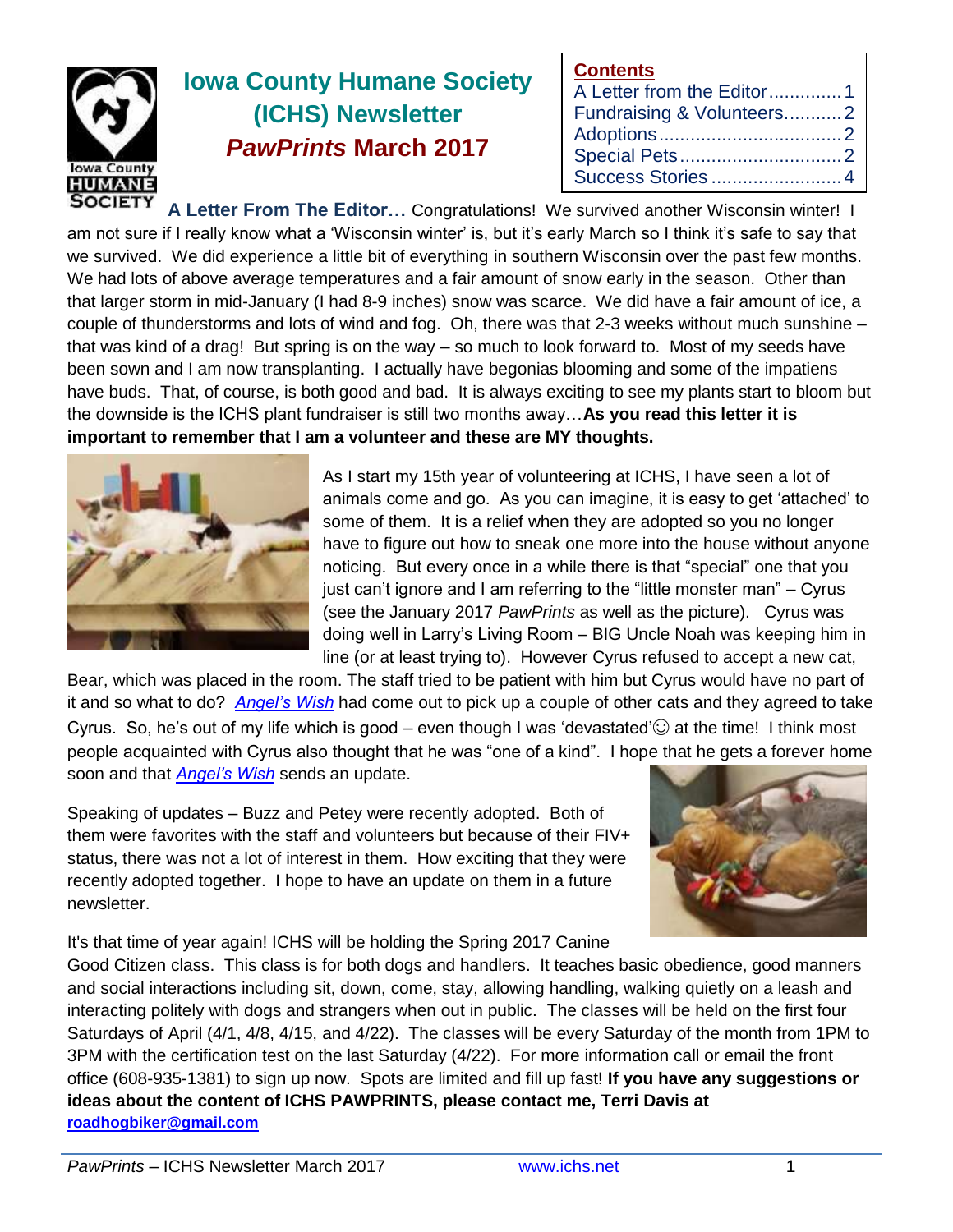# Iowa County Humane Society (ICHS) Newsletter

## *PawPrints* March 2017

**Contents**

- A Letter from the Editor .............. 1
- Fundraising & Volunteers........... 2
- Adoptions .................................. 2
- Special Pets ............................... 2
- Success Stories ......................... 4

**A Letter From The Editor…** Congratulations! We survived another Wisconsin winter! I am not sure if I really know what a 'Wisconsin winter' is, but it's early March so I think it's safe to say that we survived. We did experience a little bit of everything in southern Wisconsin over the past few months. We had lots of above average temperatures and a fair amount of snow early in the season. Other than that larger storm in mid-January (I had 8-9 inches) snow was scarce. We did have a fair amount of ice, a couple of thunderstorms and lots of wind and fog. Oh, there was that 2-3 weeks without much sunshine – that was kind of a drag! But spring is on the way – so much to look forward to. Most of my seeds have been sown and I am now transplanting. I actually have begonias blooming and some of the impatiens have buds. That, of course, is both good and bad. It is always exciting to see my plants start to bloom but the downside is the ICHS plant fundraiser is still two months away…**As you read this letter it is important to remember that I am a volunteer and these are MY thoughts.**

As I start my 15th year of volunteering at ICHS, I have seen a lot of animals come and go. As you can imagine, it is easy to get 'attached' to some of them. It is a relief when they are adopted so you no longer have to figure out how to sneak one more into the house without anyone noticing. But every once in a while there is that "special" one that you just can't ignore and I am referring to the "little monster man" – Cyrus (see the January 2017 *PawPrints* as well as the picture). Cyrus was doing well in Larry's Living Room – BIG Uncle Noah was keeping him in line (or at least trying to). However Cyrus refused to accept a new cat, Bear, which was placed in the room. The staff tried to be patient with him but Cyrus would have no part of it and so what to do? *Angel's Wish* had come out to pick up a couple of other cats and they agreed to take Cyrus. So, he's out of my life which is good – even though I was 'devastated'☺ at the time! I think most people acquainted with Cyrus also thought that he was "one of a kind". I hope that he gets a forever home soon and that *Angel's Wish* sends an update.

Speaking of updates – Buzz and Petey were recently adopted. Both of them were favorites with the staff and volunteers but because of their FIV+ status, there was not a lot of interest in them. How exciting that they were recently adopted together. I hope to have an update on them in a future newsletter.

It's that time of year again! ICHS will be holding the Spring 2017 Canine Good Citizen class. This class is for both dogs and handlers. It teaches basic obedience, good manners and social interactions including sit, down, come, stay, allowing handling, walking quietly on a leash and interacting politely with dogs and strangers when out in public. The classes will be held on the first four Saturdays of April (4/1, 4/8, 4/15, and 4/22). The classes will be every Saturday of the month from 1PM to 3PM with the certification test on the last Saturday (4/22). For more information call or email the front office (608-935-1381) to sign up now. Spots are limited and fill up fast! **If you have any suggestions or ideas about the content of ICHS PAWPRINTS, please contact me, Terri Davis at roadhogbiker@gmail.com**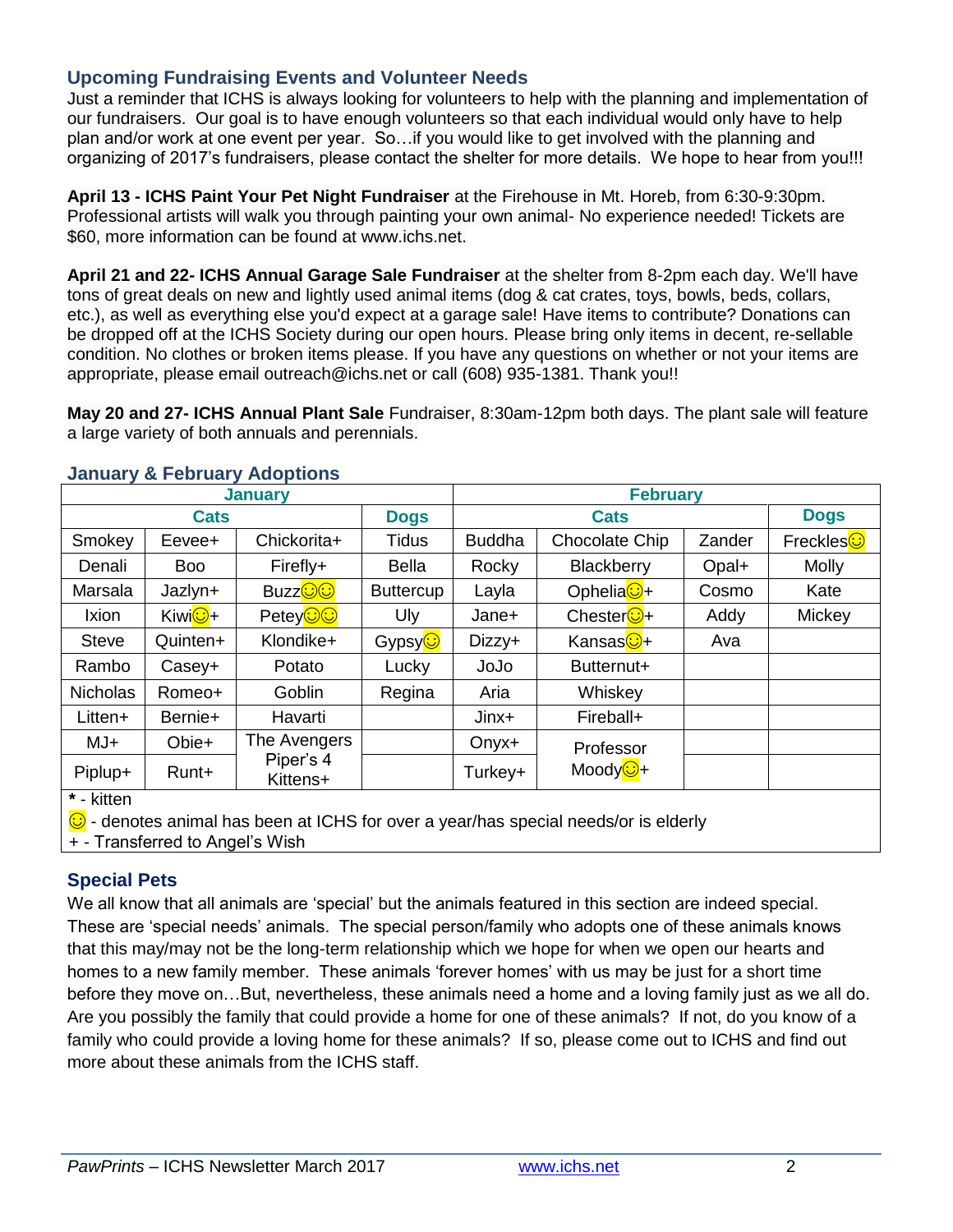## Upcoming Fundraising Events and Volunteer Needs

Just a reminder that ICHS is always looking for volunteers to help with the planning and implementation of our fundraisers. Our goal is to have enough volunteers so that each individual would only have to help plan and/or work at one event per year. So…if you would like to get involved with the planning and organizing of 2017's fundraisers, please contact the shelter for more details. We hope to hear from you!!!

**April 13 - ICHS Paint Your Pet Night Fundraiser** at the Firehouse in Mt. Horeb, from 6:30-9:30pm. Professional artists will walk you through painting your own animal- No experience needed! Tickets are $60, more information can be found at www.ichs.net.

**April 21 and 22- ICHS Annual Garage Sale Fundraiser** at the shelter from 8-2pm each day. We'll have tons of great deals on new and lightly used animal items (dog & cat crates, toys, bowls, beds, collars, etc.), as well as everything else you'd expect at a garage sale! Have items to contribute? Donations can be dropped off at the ICHS Society during our open hours. Please bring only items in decent, re-sellable condition. No clothes or broken items please. If you have any questions on whether or not your items are appropriate, please email outreach@ichs.net or call (608) 935-1381. Thank you!!

**May 20 and 27- ICHS Annual Plant Sale** Fundraiser, 8:30am-12pm both days. The plant sale will feature a large variety of both annuals and perennials.

## January & February Adoptions

| January | | | | February | | | |
|---|---|---|---|---|---|---|---|
| Cats | | | Dogs | Cats | | | Dogs |
| Smokey | Eevee+ | Chickorita+ | Tidus | Buddha | Chocolate Chip | Zander | Freckles☺ |
| Denali | Boo | Firefly+ | Bella | Rocky | Blackberry | Opal+ | Molly |
| Marsala | Jazlyn+ | Buzz☺☺ | Buttercup | Layla | Ophelia☺+ | Cosmo | Kate |
| Ixion | Kiwi☺+ | Petey☺☺ | Uly | Jane+ | Chester☺+ | Addy | Mickey |
| Steve | Quinten+ | Klondike+ | Gypsy☺ | Dizzy+ | Kansas☺+ | Ava | |
| Rambo | Casey+ | Potato | Lucky | JoJo | Butternut+ | | |
| Nicholas | Romeo+ | Goblin | Regina | Aria | Whiskey | | |
| Litten+ | Bernie+ | Havarti | | Jinx+ | Fireball+ | | |
| MJ+ | Obie+ | The Avengers | | Onyx+ | Professor Moody☺+ | | |
| Piplup+ | Runt+ | Piper's 4 Kittens+ | | Turkey+ | | | |

**\*** - kitten

☺ - denotes animal has been at ICHS for over a year/has special needs/or is elderly

\+ - Transferred to Angel's Wish

## Special Pets

We all know that all animals are 'special' but the animals featured in this section are indeed special. These are 'special needs' animals. The special person/family who adopts one of these animals knows that this may/may not be the long-term relationship which we hope for when we open our hearts and homes to a new family member. These animals 'forever homes' with us may be just for a short time before they move on…But, nevertheless, these animals need a home and a loving family just as we all do. Are you possibly the family that could provide a home for one of these animals? If not, do you know of a family who could provide a loving home for these animals? If so, please come out to ICHS and find out more about these animals from the ICHS staff.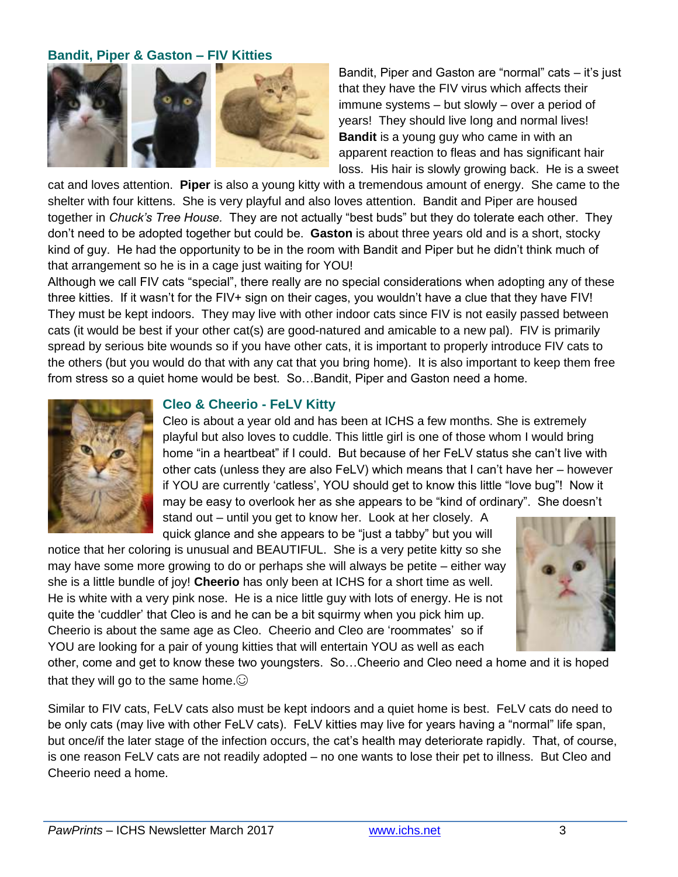### Bandit, Piper & Gaston – FIV Kitties

Bandit, Piper and Gaston are "normal" cats – it's just that they have the FIV virus which affects their immune systems – but slowly – over a period of years! They should live long and normal lives! **Bandit** is a young guy who came in with an apparent reaction to fleas and has significant hair loss. His hair is slowly growing back. He is a sweet cat and loves attention. **Piper** is also a young kitty with a tremendous amount of energy. She came to the shelter with four kittens. She is very playful and also loves attention. Bandit and Piper are housed together in *Chuck's Tree House.* They are not actually "best buds" but they do tolerate each other. They don't need to be adopted together but could be. **Gaston** is about three years old and is a short, stocky kind of guy. He had the opportunity to be in the room with Bandit and Piper but he didn't think much of that arrangement so he is in a cage just waiting for YOU!

Although we call FIV cats "special", there really are no special considerations when adopting any of these three kitties. If it wasn't for the FIV+ sign on their cages, you wouldn't have a clue that they have FIV! They must be kept indoors. They may live with other indoor cats since FIV is not easily passed between cats (it would be best if your other cat(s) are good-natured and amicable to a new pal). FIV is primarily spread by serious bite wounds so if you have other cats, it is important to properly introduce FIV cats to the others (but you would do that with any cat that you bring home). It is also important to keep them free from stress so a quiet home would be best. So…Bandit, Piper and Gaston need a home.

### Cleo & Cheerio - FeLV Kitty

Cleo is about a year old and has been at ICHS a few months. She is extremely playful but also loves to cuddle. This little girl is one of those whom I would bring home "in a heartbeat" if I could. But because of her FeLV status she can't live with other cats (unless they are also FeLV) which means that I can't have her – however if YOU are currently 'catless', YOU should get to know this little "love bug"! Now it may be easy to overlook her as she appears to be "kind of ordinary". She doesn't stand out – until you get to know her. Look at her closely. A quick glance and she appears to be "just a tabby" but you will notice that her coloring is unusual and BEAUTIFUL. She is a very petite kitty so she may have some more growing to do or perhaps she will always be petite – either way she is a little bundle of joy! **Cheerio** has only been at ICHS for a short time as well. He is white with a very pink nose. He is a nice little guy with lots of energy. He is not quite the 'cuddler' that Cleo is and he can be a bit squirmy when you pick him up. Cheerio is about the same age as Cleo. Cheerio and Cleo are 'roommates' so if YOU are looking for a pair of young kitties that will entertain YOU as well as each other, come and get to know these two youngsters. So…Cheerio and Cleo need a home and it is hoped that they will go to the same home.☺

Similar to FIV cats, FeLV cats also must be kept indoors and a quiet home is best. FeLV cats do need to be only cats (may live with other FeLV cats). FeLV kitties may live for years having a "normal" life span, but once/if the later stage of the infection occurs, the cat's health may deteriorate rapidly. That, of course, is one reason FeLV cats are not readily adopted – no one wants to lose their pet to illness. But Cleo and Cheerio need a home.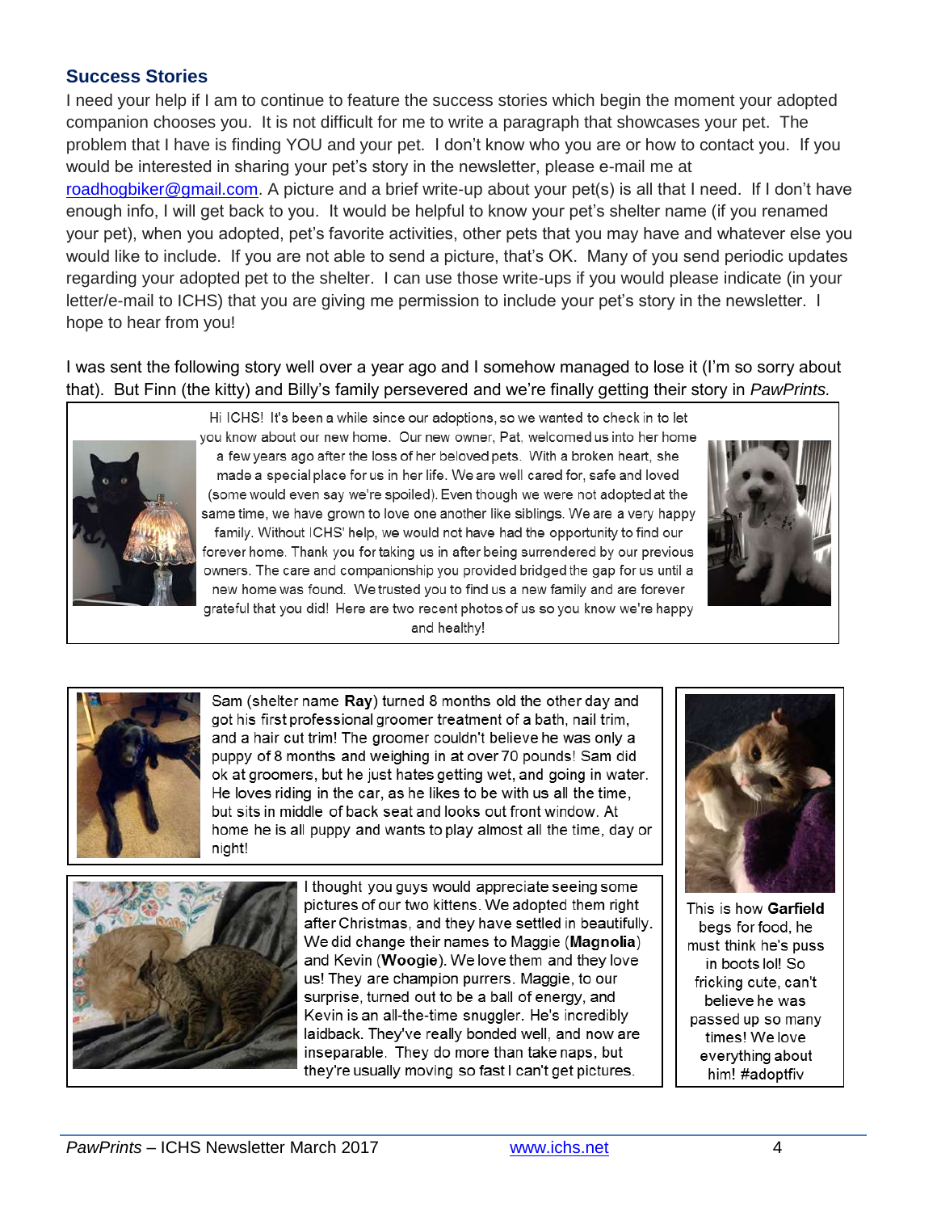## Success Stories

I need your help if I am to continue to feature the success stories which begin the moment your adopted companion chooses you. It is not difficult for me to write a paragraph that showcases your pet. The problem that I have is finding YOU and your pet. I don't know who you are or how to contact you. If you would be interested in sharing your pet's story in the newsletter, please e-mail me at roadhogbiker@gmail.com. A picture and a brief write-up about your pet(s) is all that I need. If I don't have enough info, I will get back to you. It would be helpful to know your pet's shelter name (if you renamed your pet), when you adopted, pet's favorite activities, other pets that you may have and whatever else you would like to include. If you are not able to send a picture, that's OK. Many of you send periodic updates regarding your adopted pet to the shelter. I can use those write-ups if you would please indicate (in your letter/e-mail to ICHS) that you are giving me permission to include your pet's story in the newsletter. I hope to hear from you!

I was sent the following story well over a year ago and I somehow managed to lose it (I'm so sorry about that). But Finn (the kitty) and Billy's family persevered and we're finally getting their story in *PawPrints.*

Hi ICHS! It's been a while since our adoptions, so we wanted to check in to let you know about our new home. Our new owner, Pat, welcomed us into her home a few years ago after the loss of her beloved pets. With a broken heart, she made a special place for us in her life. We are well cared for, safe and loved (some would even say we're spoiled). Even though we were not adopted at the same time, we have grown to love one another like siblings. We are a very happy family. Without ICHS' help, we would not have had the opportunity to find our forever home. Thank you for taking us in after being surrendered by our previous owners. The care and companionship you provided bridged the gap for us until a new home was found. We trusted you to find us a new family and are forever grateful that you did! Here are two recent photos of us so you know we're happy and healthy!

Sam (shelter name **Ray**) turned 8 months old the other day and got his first professional groomer treatment of a bath, nail trim, and a hair cut trim! The groomer couldn't believe he was only a puppy of 8 months and weighing in at over 70 pounds! Sam did ok at groomers, but he just hates getting wet, and going in water. He loves riding in the car, as he likes to be with us all the time, but sits in middle of back seat and looks out front window. At home he is all puppy and wants to play almost all the time, day or night!

This is how **Garfield** begs for food, he must think he's puss in boots lol! So fricking cute, can't believe he was passed up so many times! We love everything about him! #adoptfiv

I thought you guys would appreciate seeing some pictures of our two kittens. We adopted them right after Christmas, and they have settled in beautifully. We did change their names to Maggie (**Magnolia**) and Kevin (**Woogie**). We love them and they love us! They are champion purrers. Maggie, to our surprise, turned out to be a ball of energy, and Kevin is an all-the-time snuggler. He's incredibly laidback. They've really bonded well, and now are inseparable. They do more than take naps, but they're usually moving so fast I can't get pictures.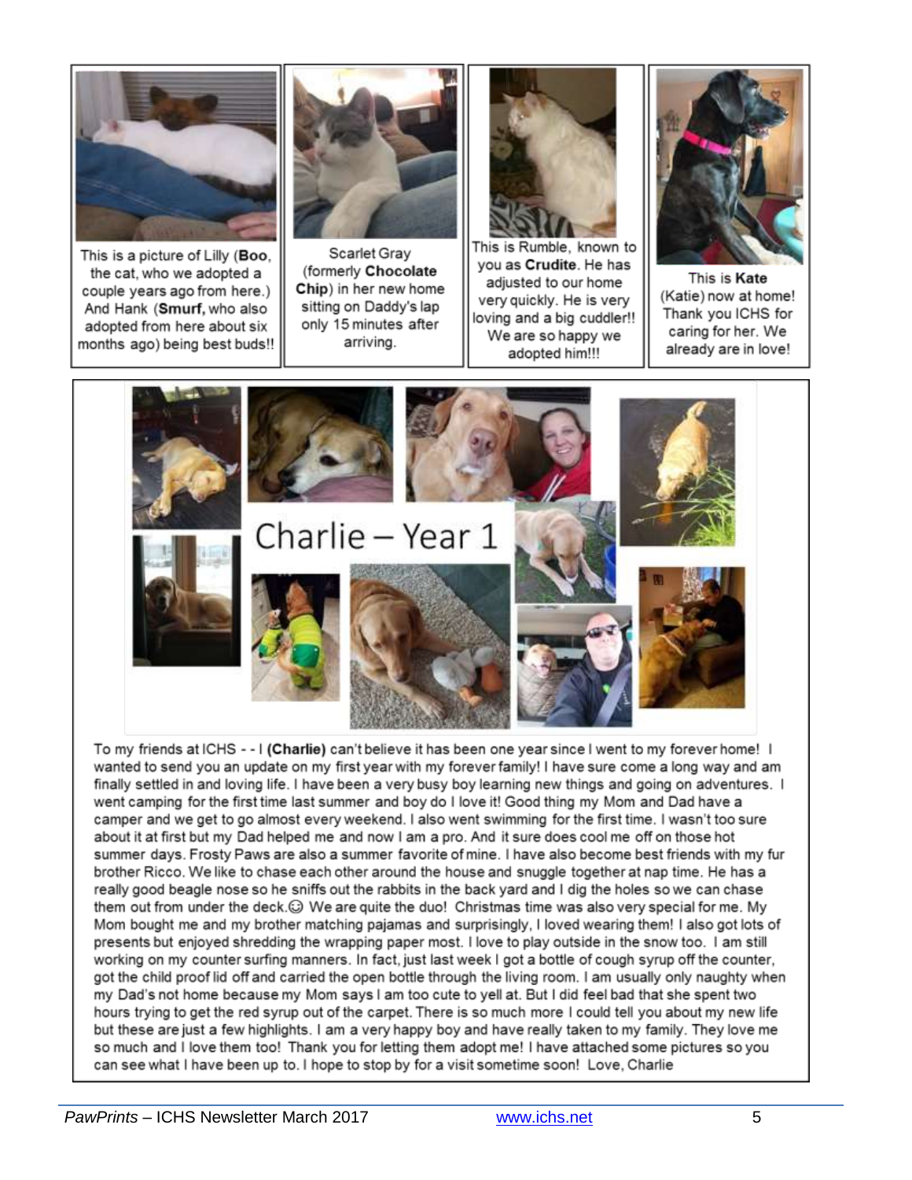This is a picture of Lilly (**Boo**, the cat, who we adopted a couple years ago from here.) And Hank (**Smurf,** who also adopted from here about six months ago) being best buds!!

Scarlet Gray (formerly **Chocolate Chip**) in her new home sitting on Daddy's lap only 15 minutes after arriving.

This is Rumble, known to you as **Crudite**. He has adjusted to our home very quickly. He is very loving and a big cuddler!! We are so happy we adopted him!!!

This is **Kate** (Katie) now at home! Thank you ICHS for caring for her. We already are in love!

## Charlie – Year 1

To my friends at ICHS - - I **(Charlie)** can't believe it has been one year since I went to my forever home! I wanted to send you an update on my first year with my forever family! I have sure come a long way and am finally settled in and loving life. I have been a very busy boy learning new things and going on adventures. I went camping for the first time last summer and boy do I love it! Good thing my Mom and Dad have a camper and we get to go almost every weekend. I also went swimming for the first time. I wasn't too sure about it at first but my Dad helped me and now I am a pro. And it sure does cool me off on those hot summer days. Frosty Paws are also a summer favorite of mine. I have also become best friends with my fur brother Ricco. We like to chase each other around the house and snuggle together at nap time. He has a really good beagle nose so he sniffs out the rabbits in the back yard and I dig the holes so we can chase them out from under the deck.☺ We are quite the duo! Christmas time was also very special for me. My Mom bought me and my brother matching pajamas and surprisingly, I loved wearing them! I also got lots of presents but enjoyed shredding the wrapping paper most. I love to play outside in the snow too. I am still working on my counter surfing manners. In fact, just last week I got a bottle of cough syrup off the counter, got the child proof lid off and carried the open bottle through the living room. I am usually only naughty when my Dad's not home because my Mom says I am too cute to yell at. But I did feel bad that she spent two hours trying to get the red syrup out of the carpet. There is so much more I could tell you about my new life but these are just a few highlights. I am a very happy boy and have really taken to my family. They love me so much and I love them too! Thank you for letting them adopt me! I have attached some pictures so you can see what I have been up to. I hope to stop by for a visit sometime soon! Love, Charlie